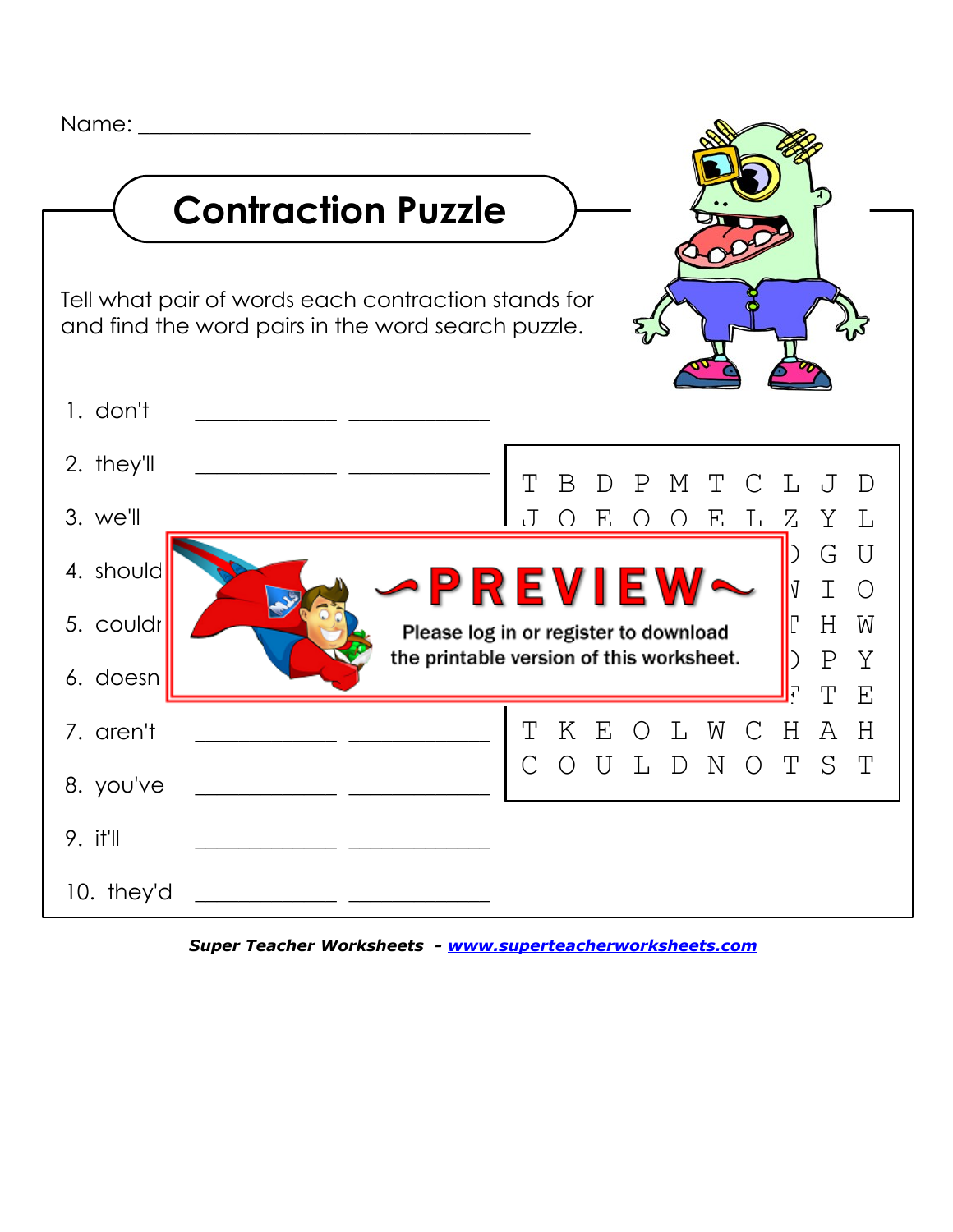Name: ___________________________________

# Contraction Puzzle

Tell what pair of words each contraction stands for and find the word pairs in the word search puzzle.

1. don't ____________ ____________

2. they'll ____________ ____________

3. we'll

4. should

5. couldn

6. doesn

7. aren't ____________ ____________

8. you've ____________ ____________

9. it'll ____________ ____________

10. they'd ____________ ____________

```
T B D P M T C L J D
J O E O O E L Z Y L
              D G U
              N I O
              T H W
              O P Y
              F T E
T K E O L W C H A H
C O U L D N O T S T
```

~PREVIEW~

Please log in or register to download the printable version of this worksheet.

***Super Teacher Worksheets* - *www.superteacherworksheets.com***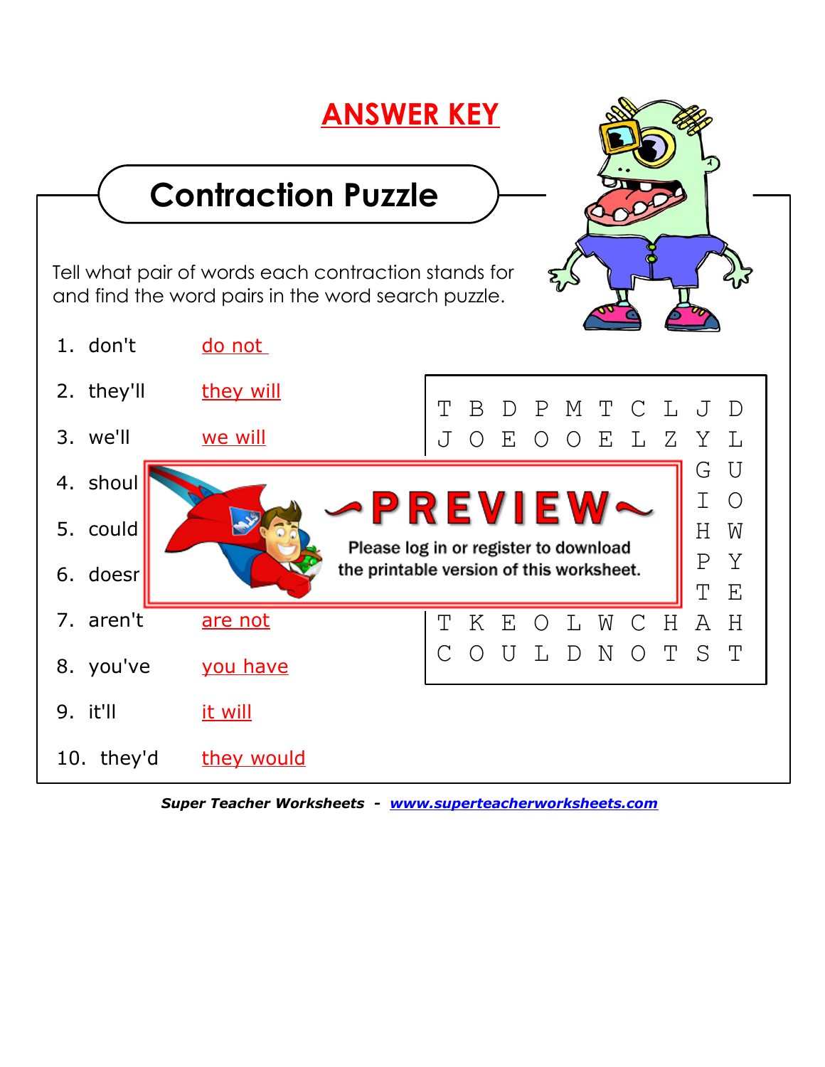# ANSWER KEY

## Contraction Puzzle

Tell what pair of words each contraction stands for and find the word pairs in the word search puzzle.

1. don't do not
2. they'll they will
3. we'll we will
4. shoul
5. could
6. doesn
7. aren't are not
8. you've you have
9. it'll it will
10. they'd they would

~PREVIEW~

Please log in or register to download the printable version of this worksheet.

| | | | | | | | | | |
|---|---|---|---|---|---|---|---|---|---|
| T | B | D | P | M | T | C | L | J | D |
| J | O | E | O | O | E | L | Z | Y | L |
| | | | | | | | | G | U |
| | | | | | | | | I | O |
| | | | | | | | | H | W |
| | | | | | | | | P | Y |
| | | | | | | | | T | E |
| T | K | E | O | L | W | C | H | A | H |
| C | O | U | L | D | N | O | T | S | T |

*Super Teacher Worksheets* - *www.superteacherworksheets.com*